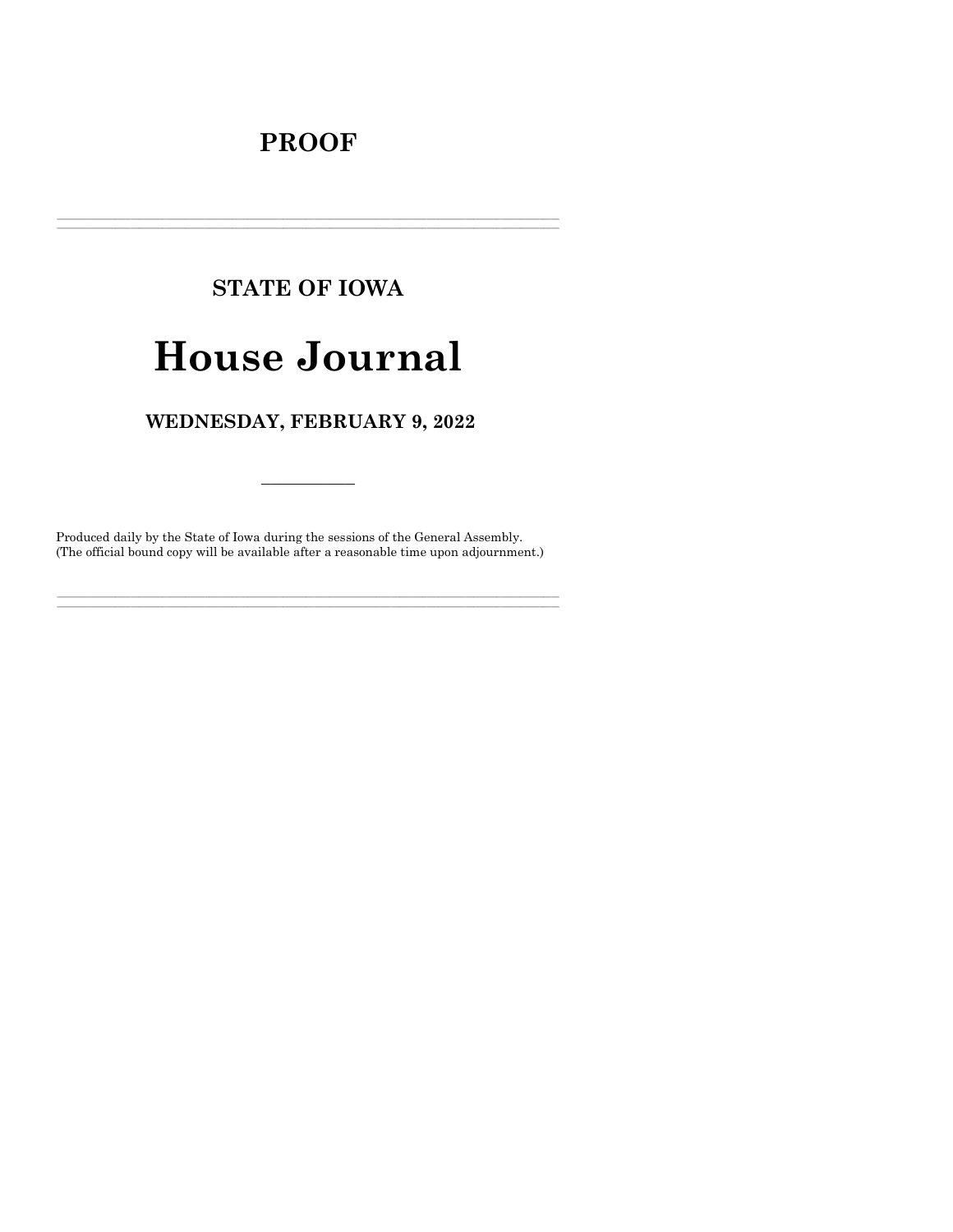# PROOF

---

## STATE OF IOWA

# House Journal

## WEDNESDAY, FEBRUARY 9, 2022

---

Produced daily by the State of Iowa during the sessions of the General Assembly.
(The official bound copy will be available after a reasonable time upon adjournment.)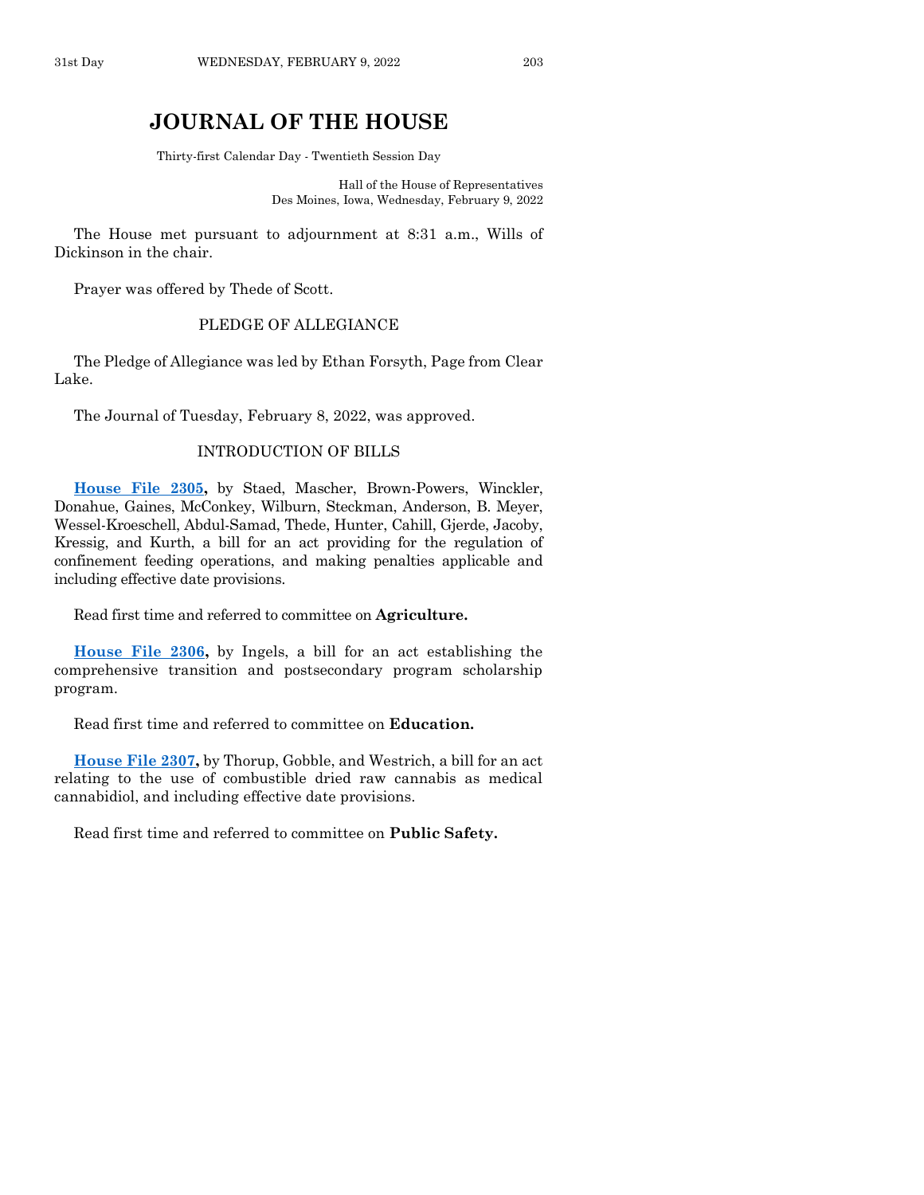# JOURNAL OF THE HOUSE

Thirty-first Calendar Day - Twentieth Session Day

Hall of the House of Representatives
Des Moines, Iowa, Wednesday, February 9, 2022

The House met pursuant to adjournment at 8:31 a.m., Wills of Dickinson in the chair.

Prayer was offered by Thede of Scott.

## PLEDGE OF ALLEGIANCE

The Pledge of Allegiance was led by Ethan Forsyth, Page from Clear Lake.

The Journal of Tuesday, February 8, 2022, was approved.

## INTRODUCTION OF BILLS

**House File 2305,** by Staed, Mascher, Brown-Powers, Winckler, Donahue, Gaines, McConkey, Wilburn, Steckman, Anderson, B. Meyer, Wessel-Kroeschell, Abdul-Samad, Thede, Hunter, Cahill, Gjerde, Jacoby, Kressig, and Kurth, a bill for an act providing for the regulation of confinement feeding operations, and making penalties applicable and including effective date provisions.

Read first time and referred to committee on **Agriculture.**

**House File 2306,** by Ingels, a bill for an act establishing the comprehensive transition and postsecondary program scholarship program.

Read first time and referred to committee on **Education.**

**House File 2307,** by Thorup, Gobble, and Westrich, a bill for an act relating to the use of combustible dried raw cannabis as medical cannabidiol, and including effective date provisions.

Read first time and referred to committee on **Public Safety.**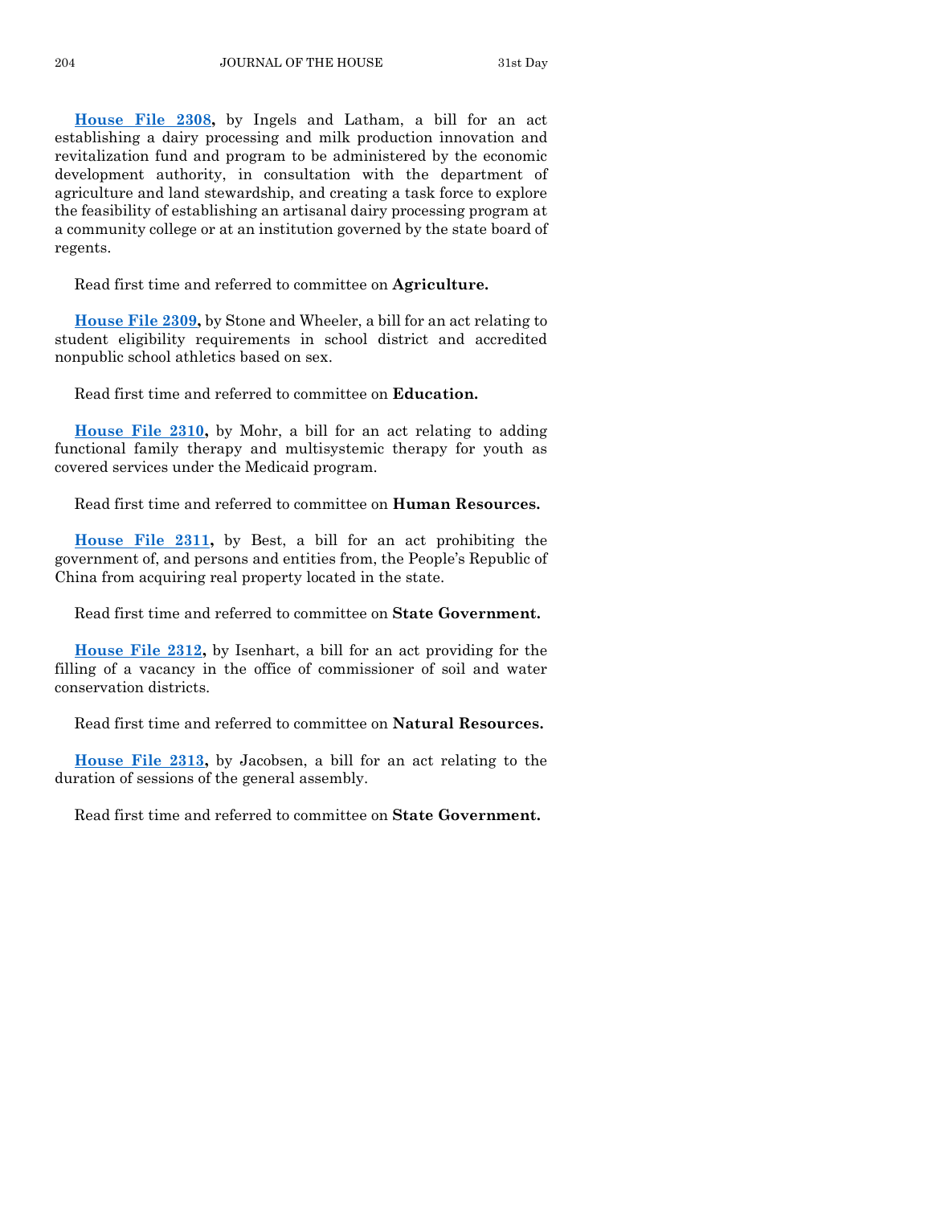**House File 2308**, by Ingels and Latham, a bill for an act establishing a dairy processing and milk production innovation and revitalization fund and program to be administered by the economic development authority, in consultation with the department of agriculture and land stewardship, and creating a task force to explore the feasibility of establishing an artisanal dairy processing program at a community college or at an institution governed by the state board of regents.

Read first time and referred to committee on **Agriculture.**

**House File 2309**, by Stone and Wheeler, a bill for an act relating to student eligibility requirements in school district and accredited nonpublic school athletics based on sex.

Read first time and referred to committee on **Education.**

**House File 2310**, by Mohr, a bill for an act relating to adding functional family therapy and multisystemic therapy for youth as covered services under the Medicaid program.

Read first time and referred to committee on **Human Resources.**

**House File 2311**, by Best, a bill for an act prohibiting the government of, and persons and entities from, the People's Republic of China from acquiring real property located in the state.

Read first time and referred to committee on **State Government.**

**House File 2312**, by Isenhart, a bill for an act providing for the filling of a vacancy in the office of commissioner of soil and water conservation districts.

Read first time and referred to committee on **Natural Resources.**

**House File 2313**, by Jacobsen, a bill for an act relating to the duration of sessions of the general assembly.

Read first time and referred to committee on **State Government.**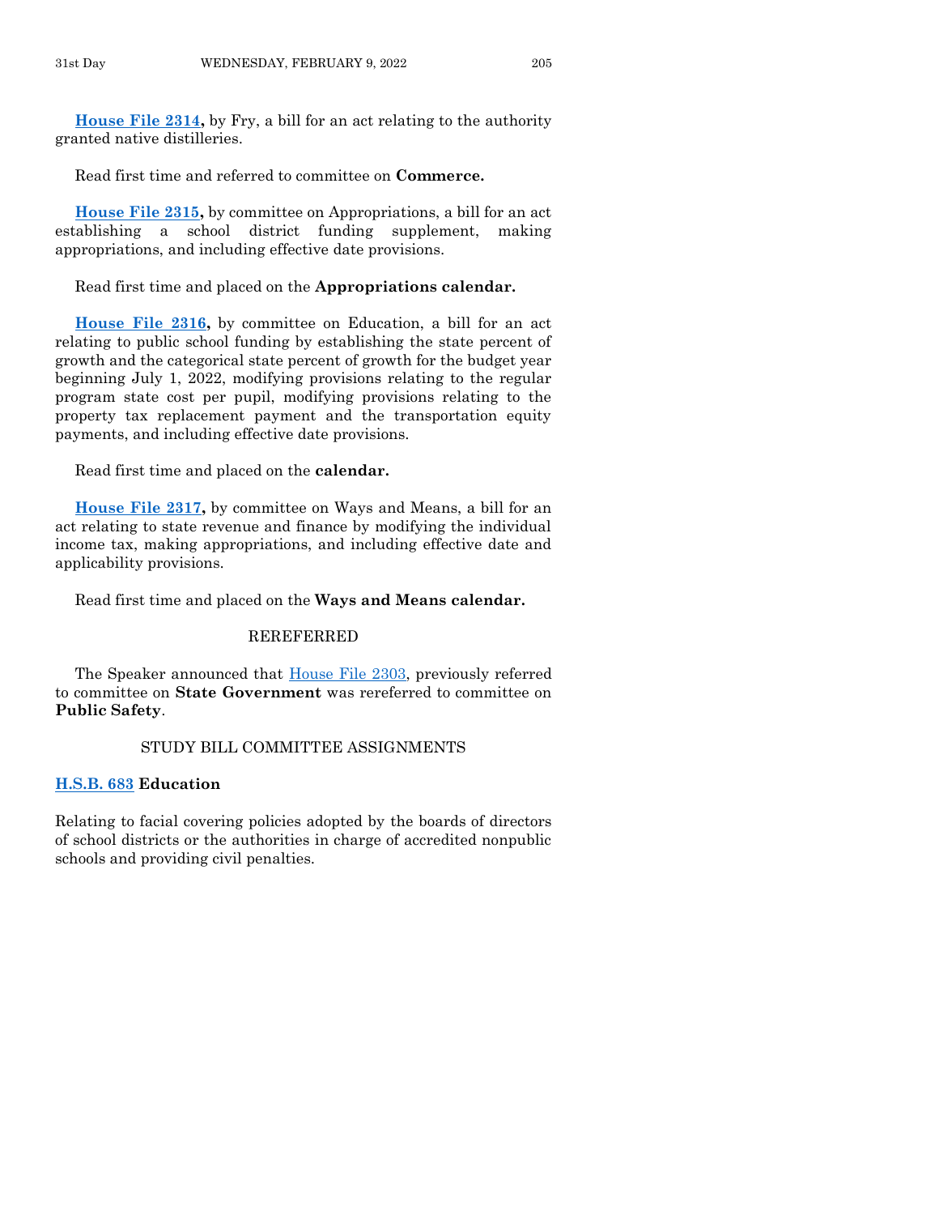**House File 2314,** by Fry, a bill for an act relating to the authority granted native distilleries.

Read first time and referred to committee on **Commerce.**

**House File 2315,** by committee on Appropriations, a bill for an act establishing a school district funding supplement, making appropriations, and including effective date provisions.

Read first time and placed on the **Appropriations calendar.**

**House File 2316,** by committee on Education, a bill for an act relating to public school funding by establishing the state percent of growth and the categorical state percent of growth for the budget year beginning July 1, 2022, modifying provisions relating to the regular program state cost per pupil, modifying provisions relating to the property tax replacement payment and the transportation equity payments, and including effective date provisions.

Read first time and placed on the **calendar.**

**House File 2317,** by committee on Ways and Means, a bill for an act relating to state revenue and finance by modifying the individual income tax, making appropriations, and including effective date and applicability provisions.

Read first time and placed on the **Ways and Means calendar.**

## REREFERRED

The Speaker announced that House File 2303, previously referred to committee on **State Government** was rereferred to committee on **Public Safety**.

## STUDY BILL COMMITTEE ASSIGNMENTS

**H.S.B. 683 Education**

Relating to facial covering policies adopted by the boards of directors of school districts or the authorities in charge of accredited nonpublic schools and providing civil penalties.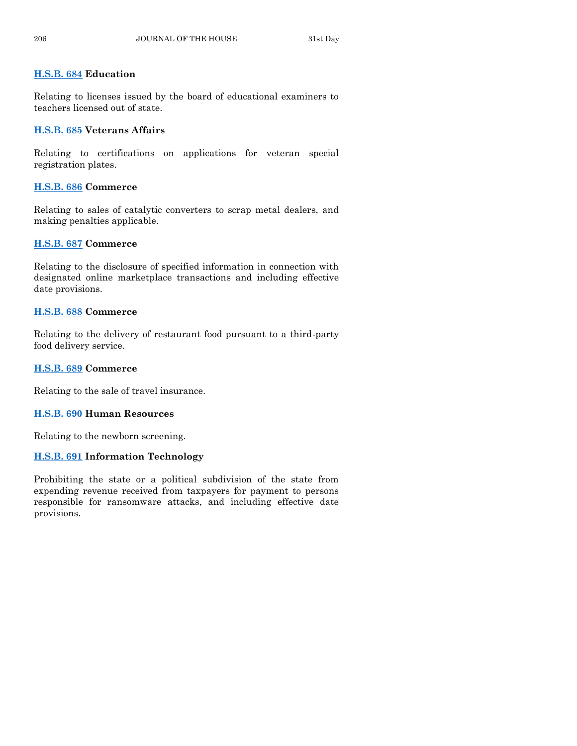**H.S.B. 684** **Education**

Relating to licenses issued by the board of educational examiners to teachers licensed out of state.

**H.S.B. 685** **Veterans Affairs**

Relating to certifications on applications for veteran special registration plates.

**H.S.B. 686** **Commerce**

Relating to sales of catalytic converters to scrap metal dealers, and making penalties applicable.

**H.S.B. 687** **Commerce**

Relating to the disclosure of specified information in connection with designated online marketplace transactions and including effective date provisions.

**H.S.B. 688** **Commerce**

Relating to the delivery of restaurant food pursuant to a third-party food delivery service.

**H.S.B. 689** **Commerce**

Relating to the sale of travel insurance.

**H.S.B. 690** **Human Resources**

Relating to the newborn screening.

**H.S.B. 691** **Information Technology**

Prohibiting the state or a political subdivision of the state from expending revenue received from taxpayers for payment to persons responsible for ransomware attacks, and including effective date provisions.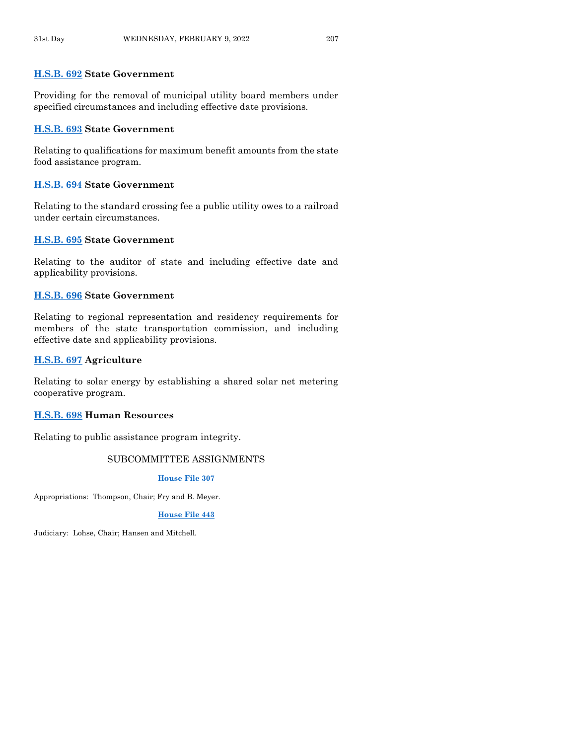**H.S.B. 692** **State Government**

Providing for the removal of municipal utility board members under specified circumstances and including effective date provisions.

**H.S.B. 693** **State Government**

Relating to qualifications for maximum benefit amounts from the state food assistance program.

**H.S.B. 694** **State Government**

Relating to the standard crossing fee a public utility owes to a railroad under certain circumstances.

**H.S.B. 695** **State Government**

Relating to the auditor of state and including effective date and applicability provisions.

**H.S.B. 696** **State Government**

Relating to regional representation and residency requirements for members of the state transportation commission, and including effective date and applicability provisions.

**H.S.B. 697** **Agriculture**

Relating to solar energy by establishing a shared solar net metering cooperative program.

**H.S.B. 698** **Human Resources**

Relating to public assistance program integrity.

## SUBCOMMITTEE ASSIGNMENTS

**House File 307**

Appropriations: Thompson, Chair; Fry and B. Meyer.

**House File 443**

Judiciary: Lohse, Chair; Hansen and Mitchell.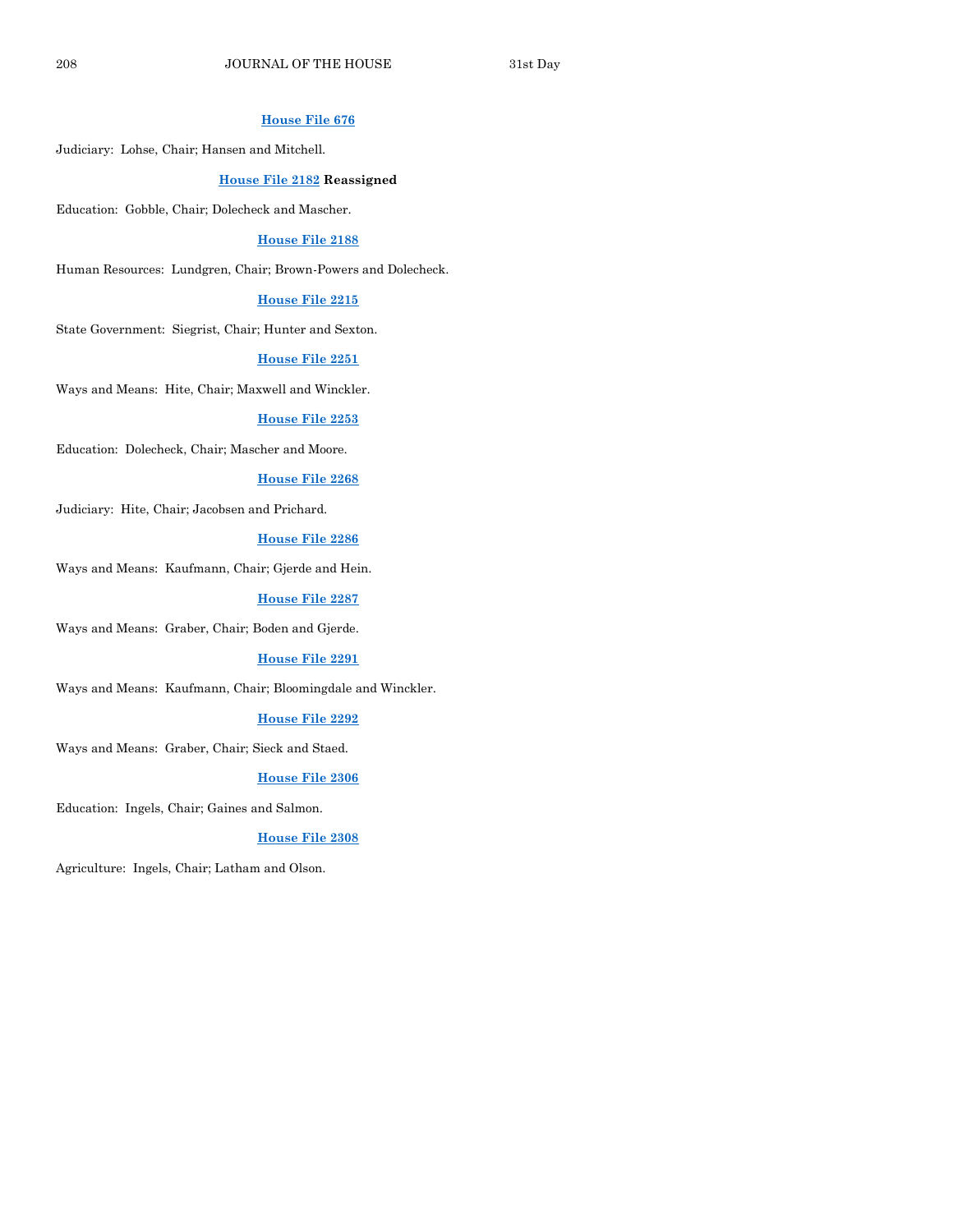**House File 676**

Judiciary: Lohse, Chair; Hansen and Mitchell.

**House File 2182 Reassigned**

Education: Gobble, Chair; Dolecheck and Mascher.

**House File 2188**

Human Resources: Lundgren, Chair; Brown-Powers and Dolecheck.

**House File 2215**

State Government: Siegrist, Chair; Hunter and Sexton.

**House File 2251**

Ways and Means: Hite, Chair; Maxwell and Winckler.

**House File 2253**

Education: Dolecheck, Chair; Mascher and Moore.

**House File 2268**

Judiciary: Hite, Chair; Jacobsen and Prichard.

**House File 2286**

Ways and Means: Kaufmann, Chair; Gjerde and Hein.

**House File 2287**

Ways and Means: Graber, Chair; Boden and Gjerde.

**House File 2291**

Ways and Means: Kaufmann, Chair; Bloomingdale and Winckler.

**House File 2292**

Ways and Means: Graber, Chair; Sieck and Staed.

**House File 2306**

Education: Ingels, Chair; Gaines and Salmon.

**House File 2308**

Agriculture: Ingels, Chair; Latham and Olson.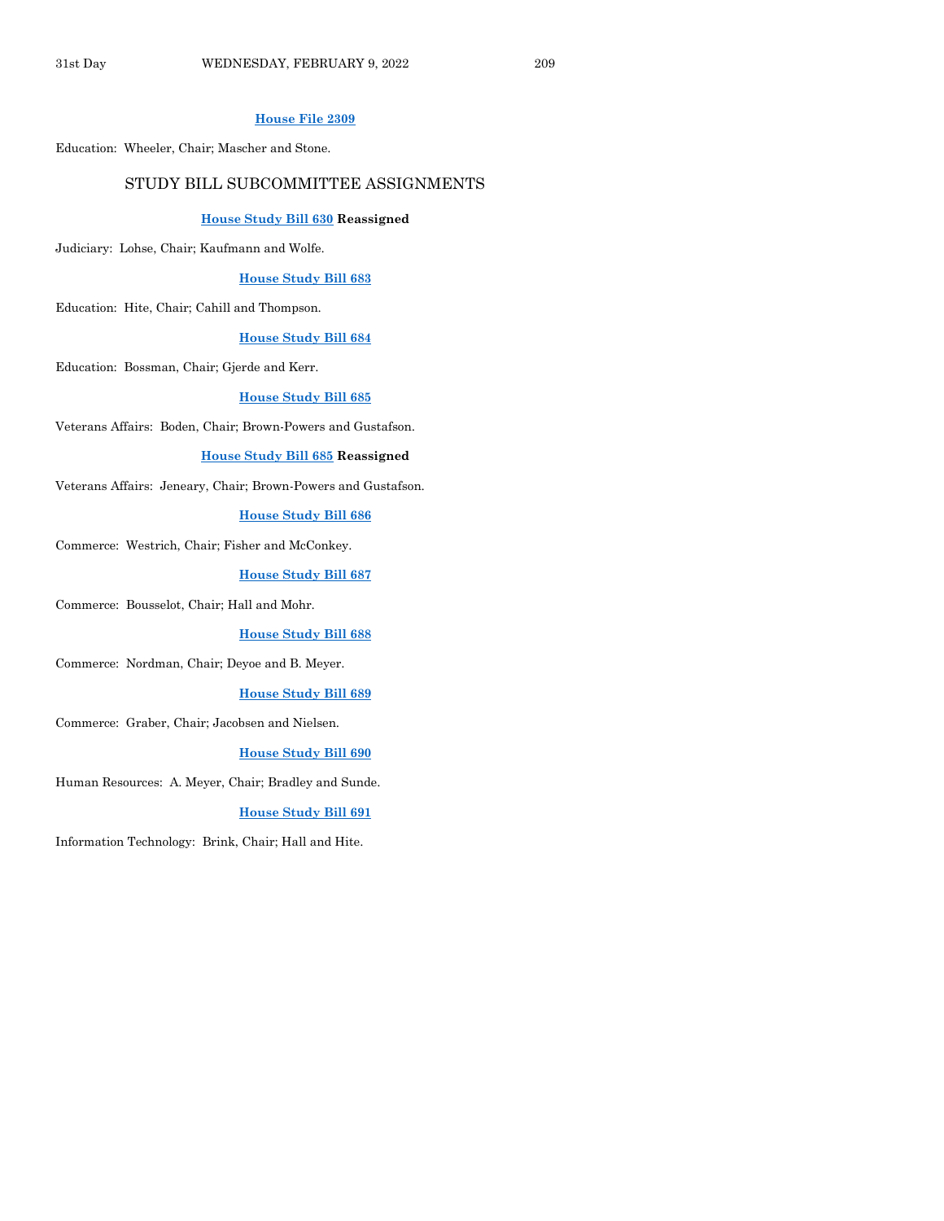**House File 2309**

Education: Wheeler, Chair; Mascher and Stone.

## STUDY BILL SUBCOMMITTEE ASSIGNMENTS

**House Study Bill 630 Reassigned**

Judiciary: Lohse, Chair; Kaufmann and Wolfe.

**House Study Bill 683**

Education: Hite, Chair; Cahill and Thompson.

**House Study Bill 684**

Education: Bossman, Chair; Gjerde and Kerr.

**House Study Bill 685**

Veterans Affairs: Boden, Chair; Brown-Powers and Gustafson.

**House Study Bill 685 Reassigned**

Veterans Affairs: Jeneary, Chair; Brown-Powers and Gustafson.

**House Study Bill 686**

Commerce: Westrich, Chair; Fisher and McConkey.

**House Study Bill 687**

Commerce: Bousselot, Chair; Hall and Mohr.

**House Study Bill 688**

Commerce: Nordman, Chair; Deyoe and B. Meyer.

**House Study Bill 689**

Commerce: Graber, Chair; Jacobsen and Nielsen.

**House Study Bill 690**

Human Resources: A. Meyer, Chair; Bradley and Sunde.

**House Study Bill 691**

Information Technology: Brink, Chair; Hall and Hite.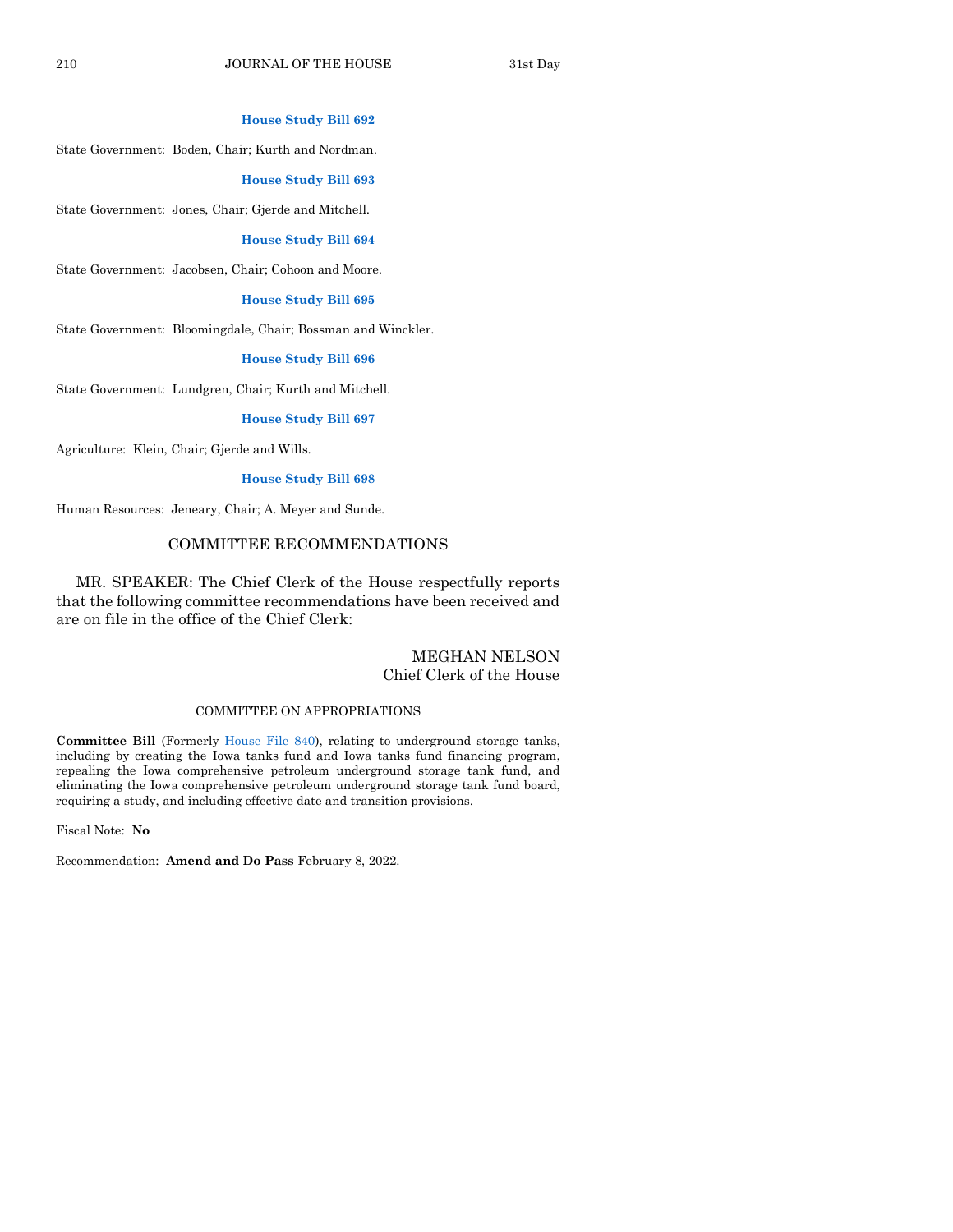**House Study Bill 692**

State Government: Boden, Chair; Kurth and Nordman.

**House Study Bill 693**

State Government: Jones, Chair; Gjerde and Mitchell.

**House Study Bill 694**

State Government: Jacobsen, Chair; Cohoon and Moore.

**House Study Bill 695**

State Government: Bloomingdale, Chair; Bossman and Winckler.

**House Study Bill 696**

State Government: Lundgren, Chair; Kurth and Mitchell.

**House Study Bill 697**

Agriculture: Klein, Chair; Gjerde and Wills.

**House Study Bill 698**

Human Resources: Jeneary, Chair; A. Meyer and Sunde.

## COMMITTEE RECOMMENDATIONS

MR. SPEAKER: The Chief Clerk of the House respectfully reports that the following committee recommendations have been received and are on file in the office of the Chief Clerk:

MEGHAN NELSON
Chief Clerk of the House

### COMMITTEE ON APPROPRIATIONS

**Committee Bill** (Formerly House File 840), relating to underground storage tanks, including by creating the Iowa tanks fund and Iowa tanks fund financing program, repealing the Iowa comprehensive petroleum underground storage tank fund, and eliminating the Iowa comprehensive petroleum underground storage tank fund board, requiring a study, and including effective date and transition provisions.

Fiscal Note: **No**

Recommendation: **Amend and Do Pass** February 8, 2022.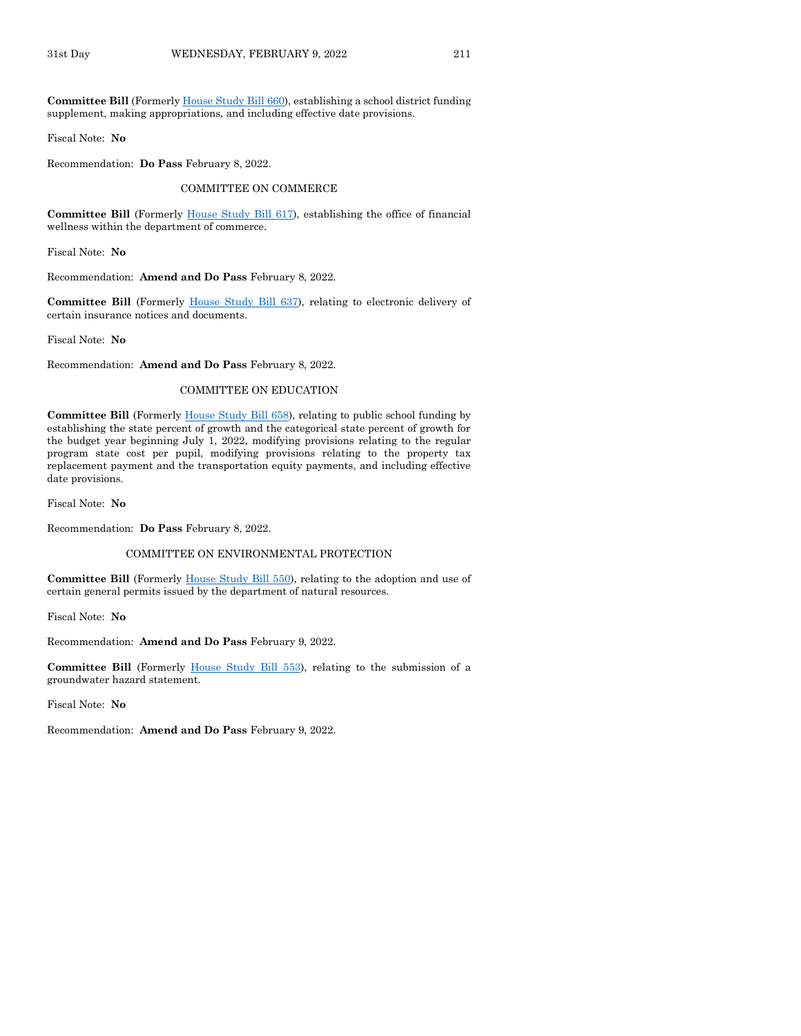**Committee Bill** (Formerly House Study Bill 660), establishing a school district funding supplement, making appropriations, and including effective date provisions.

Fiscal Note: **No**

Recommendation: **Do Pass** February 8, 2022.

COMMITTEE ON COMMERCE

**Committee Bill** (Formerly House Study Bill 617), establishing the office of financial wellness within the department of commerce.

Fiscal Note: **No**

Recommendation: **Amend and Do Pass** February 8, 2022.

**Committee Bill** (Formerly House Study Bill 637), relating to electronic delivery of certain insurance notices and documents.

Fiscal Note: **No**

Recommendation: **Amend and Do Pass** February 8, 2022.

COMMITTEE ON EDUCATION

**Committee Bill** (Formerly House Study Bill 658), relating to public school funding by establishing the state percent of growth and the categorical state percent of growth for the budget year beginning July 1, 2022, modifying provisions relating to the regular program state cost per pupil, modifying provisions relating to the property tax replacement payment and the transportation equity payments, and including effective date provisions.

Fiscal Note: **No**

Recommendation: **Do Pass** February 8, 2022.

COMMITTEE ON ENVIRONMENTAL PROTECTION

**Committee Bill** (Formerly House Study Bill 550), relating to the adoption and use of certain general permits issued by the department of natural resources.

Fiscal Note: **No**

Recommendation: **Amend and Do Pass** February 9, 2022.

**Committee Bill** (Formerly House Study Bill 553), relating to the submission of a groundwater hazard statement.

Fiscal Note: **No**

Recommendation: **Amend and Do Pass** February 9, 2022.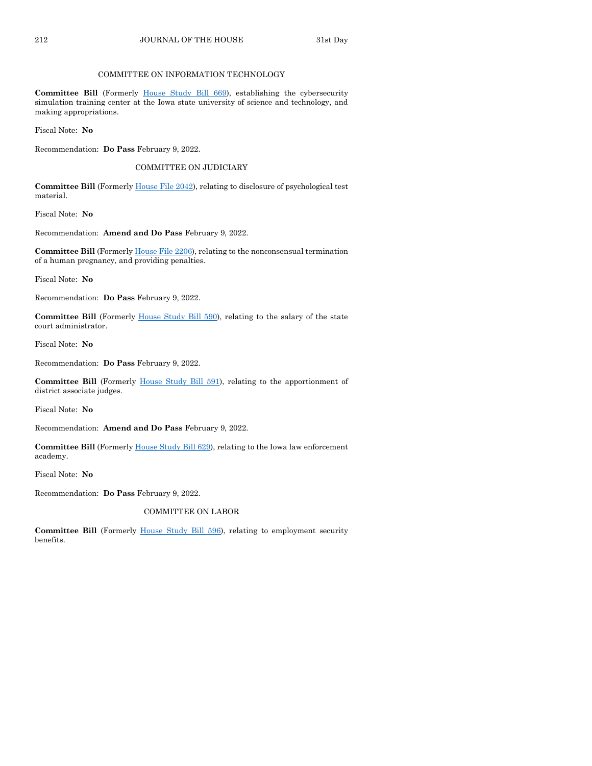## COMMITTEE ON INFORMATION TECHNOLOGY

**Committee Bill** (Formerly House Study Bill 669), establishing the cybersecurity simulation training center at the Iowa state university of science and technology, and making appropriations.

Fiscal Note: **No**

Recommendation: **Do Pass** February 9, 2022.

## COMMITTEE ON JUDICIARY

**Committee Bill** (Formerly House File 2042), relating to disclosure of psychological test material.

Fiscal Note: **No**

Recommendation: **Amend and Do Pass** February 9, 2022.

**Committee Bill** (Formerly House File 2206), relating to the nonconsensual termination of a human pregnancy, and providing penalties.

Fiscal Note: **No**

Recommendation: **Do Pass** February 9, 2022.

**Committee Bill** (Formerly House Study Bill 590), relating to the salary of the state court administrator.

Fiscal Note: **No**

Recommendation: **Do Pass** February 9, 2022.

**Committee Bill** (Formerly House Study Bill 591), relating to the apportionment of district associate judges.

Fiscal Note: **No**

Recommendation: **Amend and Do Pass** February 9, 2022.

**Committee Bill** (Formerly House Study Bill 629), relating to the Iowa law enforcement academy.

Fiscal Note: **No**

Recommendation: **Do Pass** February 9, 2022.

## COMMITTEE ON LABOR

**Committee Bill** (Formerly House Study Bill 596), relating to employment security benefits.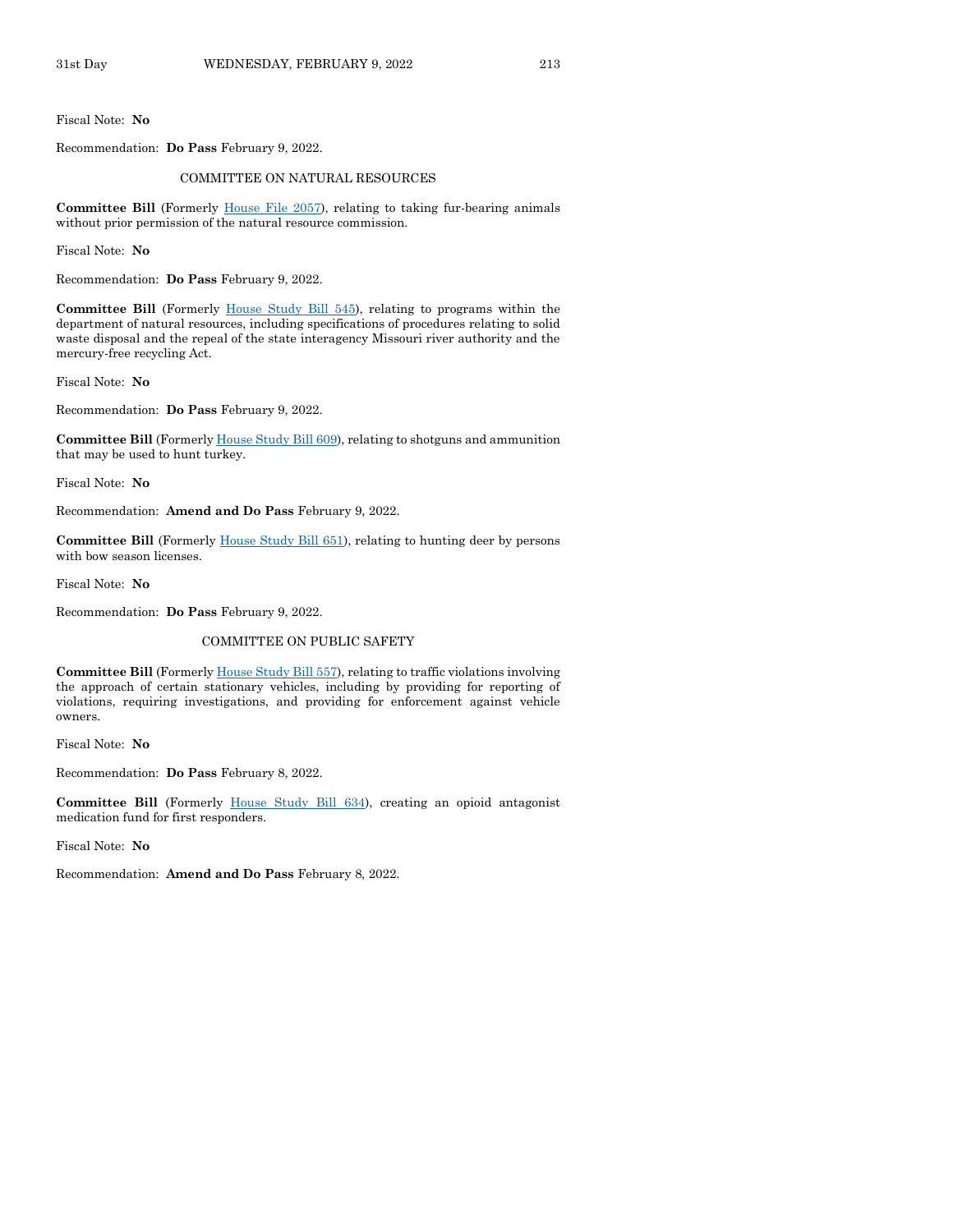Fiscal Note: **No**

Recommendation: **Do Pass** February 9, 2022.

COMMITTEE ON NATURAL RESOURCES

**Committee Bill** (Formerly House File 2057), relating to taking fur-bearing animals without prior permission of the natural resource commission.

Fiscal Note: **No**

Recommendation: **Do Pass** February 9, 2022.

**Committee Bill** (Formerly House Study Bill 545), relating to programs within the department of natural resources, including specifications of procedures relating to solid waste disposal and the repeal of the state interagency Missouri river authority and the mercury-free recycling Act.

Fiscal Note: **No**

Recommendation: **Do Pass** February 9, 2022.

**Committee Bill** (Formerly House Study Bill 609), relating to shotguns and ammunition that may be used to hunt turkey.

Fiscal Note: **No**

Recommendation: **Amend and Do Pass** February 9, 2022.

**Committee Bill** (Formerly House Study Bill 651), relating to hunting deer by persons with bow season licenses.

Fiscal Note: **No**

Recommendation: **Do Pass** February 9, 2022.

COMMITTEE ON PUBLIC SAFETY

**Committee Bill** (Formerly House Study Bill 557), relating to traffic violations involving the approach of certain stationary vehicles, including by providing for reporting of violations, requiring investigations, and providing for enforcement against vehicle owners.

Fiscal Note: **No**

Recommendation: **Do Pass** February 8, 2022.

**Committee Bill** (Formerly House Study Bill 634), creating an opioid antagonist medication fund for first responders.

Fiscal Note: **No**

Recommendation: **Amend and Do Pass** February 8, 2022.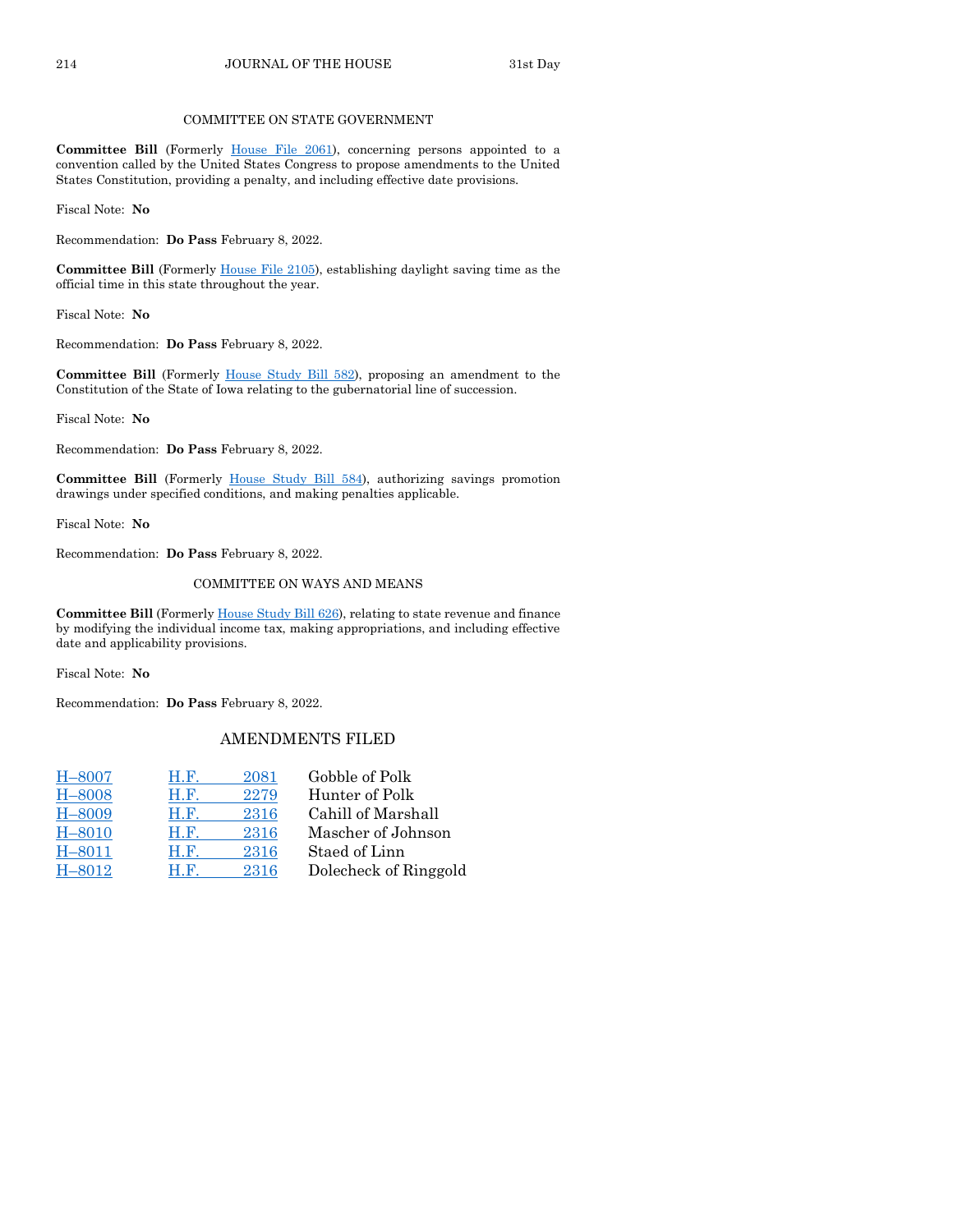COMMITTEE ON STATE GOVERNMENT

**Committee Bill** (Formerly House File 2061), concerning persons appointed to a convention called by the United States Congress to propose amendments to the United States Constitution, providing a penalty, and including effective date provisions.

Fiscal Note: **No**

Recommendation: **Do Pass** February 8, 2022.

**Committee Bill** (Formerly House File 2105), establishing daylight saving time as the official time in this state throughout the year.

Fiscal Note: **No**

Recommendation: **Do Pass** February 8, 2022.

**Committee Bill** (Formerly House Study Bill 582), proposing an amendment to the Constitution of the State of Iowa relating to the gubernatorial line of succession.

Fiscal Note: **No**

Recommendation: **Do Pass** February 8, 2022.

**Committee Bill** (Formerly House Study Bill 584), authorizing savings promotion drawings under specified conditions, and making penalties applicable.

Fiscal Note: **No**

Recommendation: **Do Pass** February 8, 2022.

COMMITTEE ON WAYS AND MEANS

**Committee Bill** (Formerly House Study Bill 626), relating to state revenue and finance by modifying the individual income tax, making appropriations, and including effective date and applicability provisions.

Fiscal Note: **No**

Recommendation: **Do Pass** February 8, 2022.

## AMENDMENTS FILED

| | | |
|---|---|---|
| H–8007 | H.F. 2081 | Gobble of Polk |
| H–8008 | H.F. 2279 | Hunter of Polk |
| H–8009 | H.F. 2316 | Cahill of Marshall |
| H–8010 | H.F. 2316 | Mascher of Johnson |
| H–8011 | H.F. 2316 | Staed of Linn |
| H–8012 | H.F. 2316 | Dolecheck of Ringgold |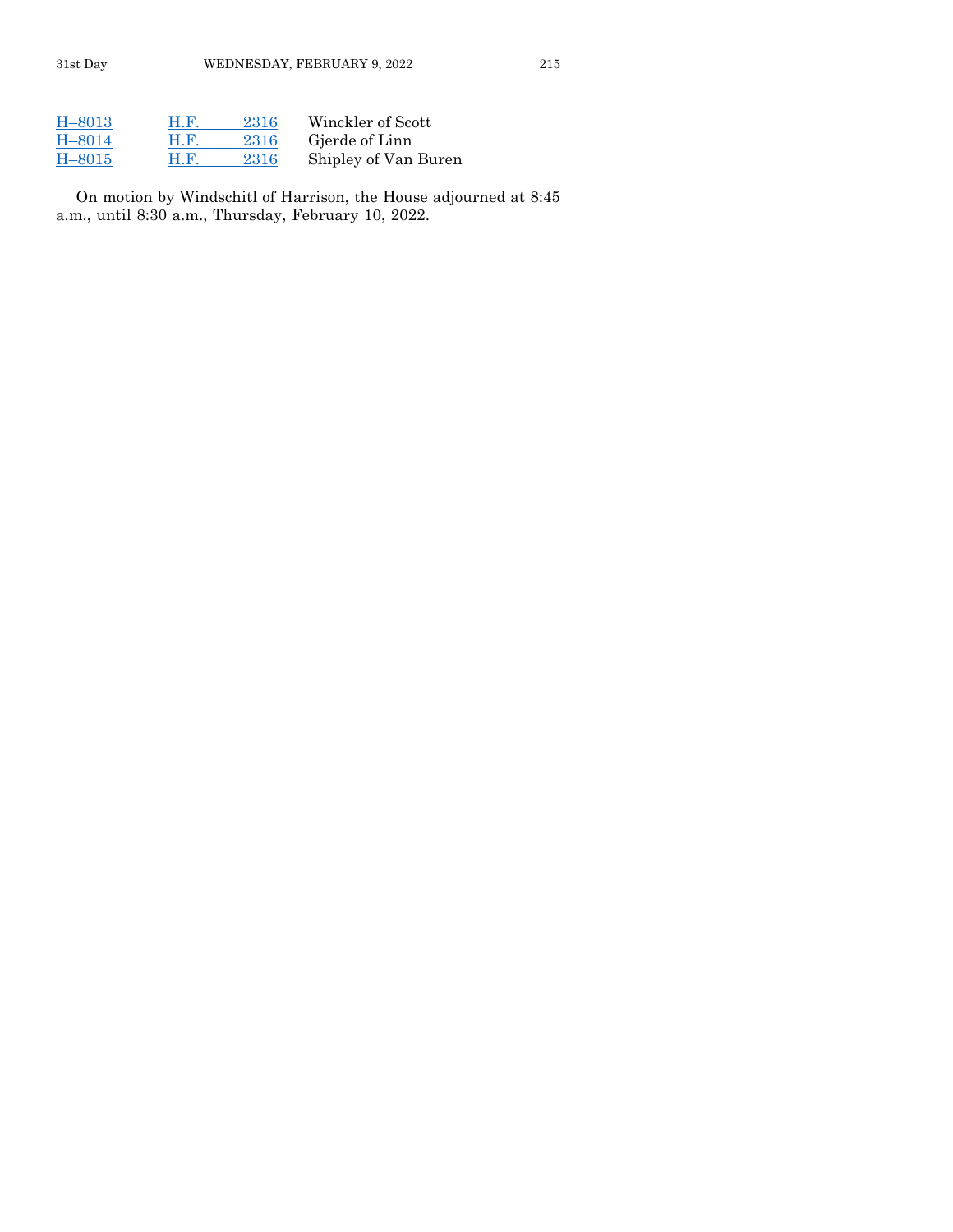| | | |
|---|---|---|
| H–8013 | H.F. 2316 | Winckler of Scott |
| H–8014 | H.F. 2316 | Gjerde of Linn |
| H–8015 | H.F. 2316 | Shipley of Van Buren |

On motion by Windschitl of Harrison, the House adjourned at 8:45 a.m., until 8:30 a.m., Thursday, February 10, 2022.